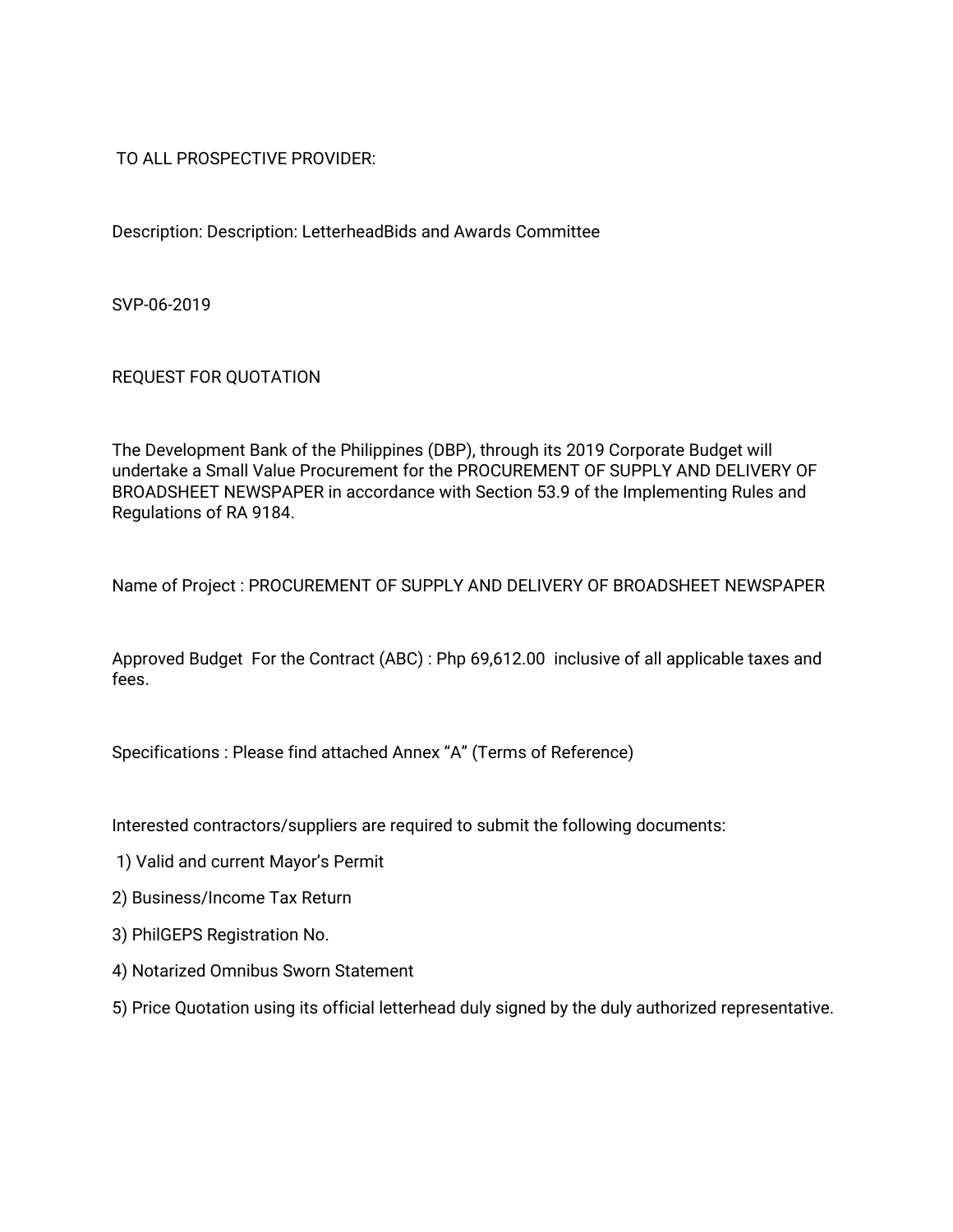TO ALL PROSPECTIVE PROVIDER:

Description: Description: LetterheadBids and Awards Committee

SVP-06-2019

REQUEST FOR QUOTATION

The Development Bank of the Philippines (DBP), through its 2019 Corporate Budget will undertake a Small Value Procurement for the PROCUREMENT OF SUPPLY AND DELIVERY OF BROADSHEET NEWSPAPER in accordance with Section 53.9 of the Implementing Rules and Regulations of RA 9184.

Name of Project : PROCUREMENT OF SUPPLY AND DELIVERY OF BROADSHEET NEWSPAPER

Approved Budget For the Contract (ABC) : Php 69,612.00 inclusive of all applicable taxes and fees.

Specifications : Please find attached Annex "A" (Terms of Reference)

Interested contractors/suppliers are required to submit the following documents:

1) Valid and current Mayor's Permit
2) Business/Income Tax Return
3) PhilGEPS Registration No.
4) Notarized Omnibus Sworn Statement
5) Price Quotation using its official letterhead duly signed by the duly authorized representative.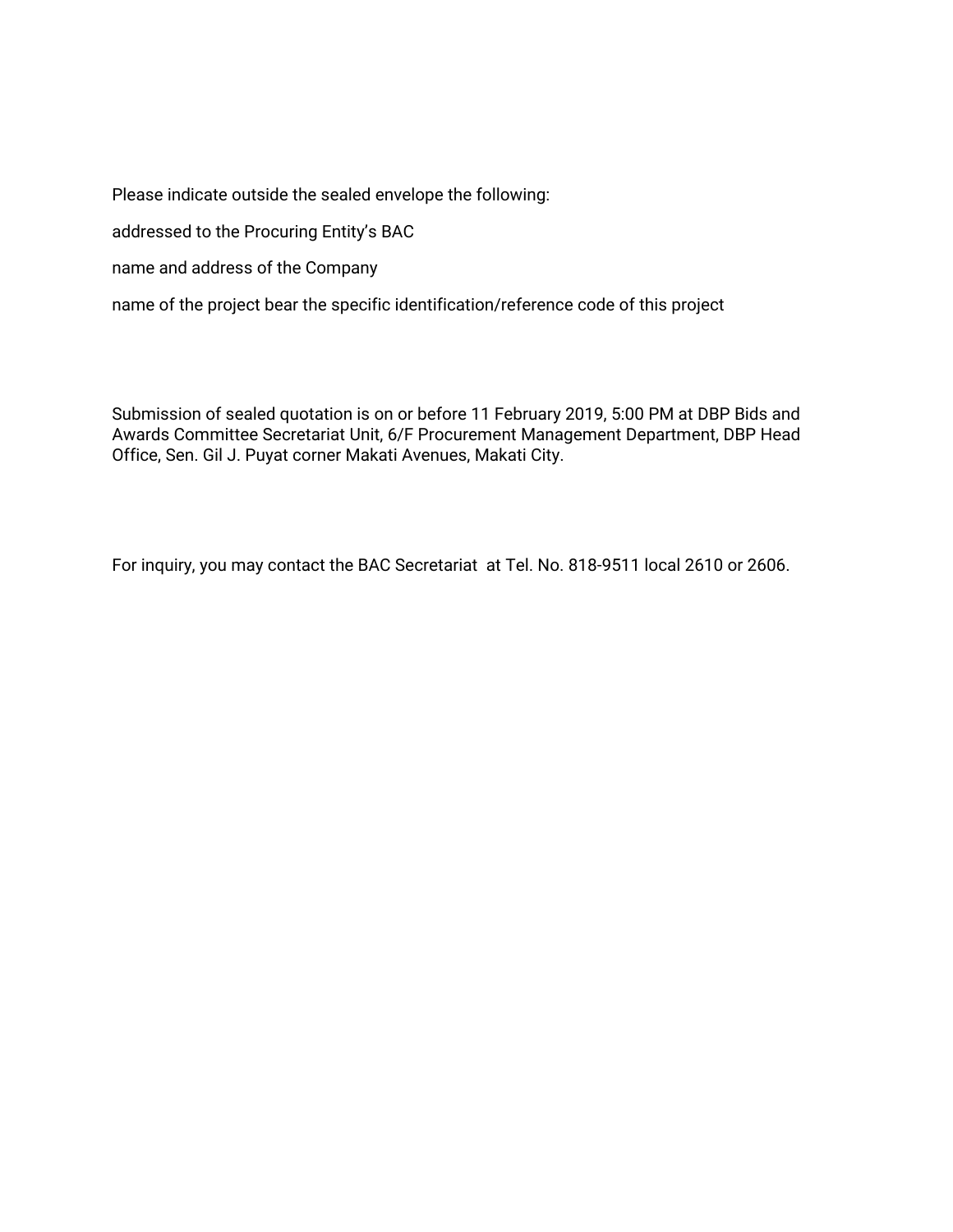Please indicate outside the sealed envelope the following:

addressed to the Procuring Entity's BAC

name and address of the Company

name of the project bear the specific identification/reference code of this project

Submission of sealed quotation is on or before 11 February 2019, 5:00 PM at DBP Bids and Awards Committee Secretariat Unit, 6/F Procurement Management Department, DBP Head Office, Sen. Gil J. Puyat corner Makati Avenues, Makati City.

For inquiry, you may contact the BAC Secretariat at Tel. No. 818-9511 local 2610 or 2606.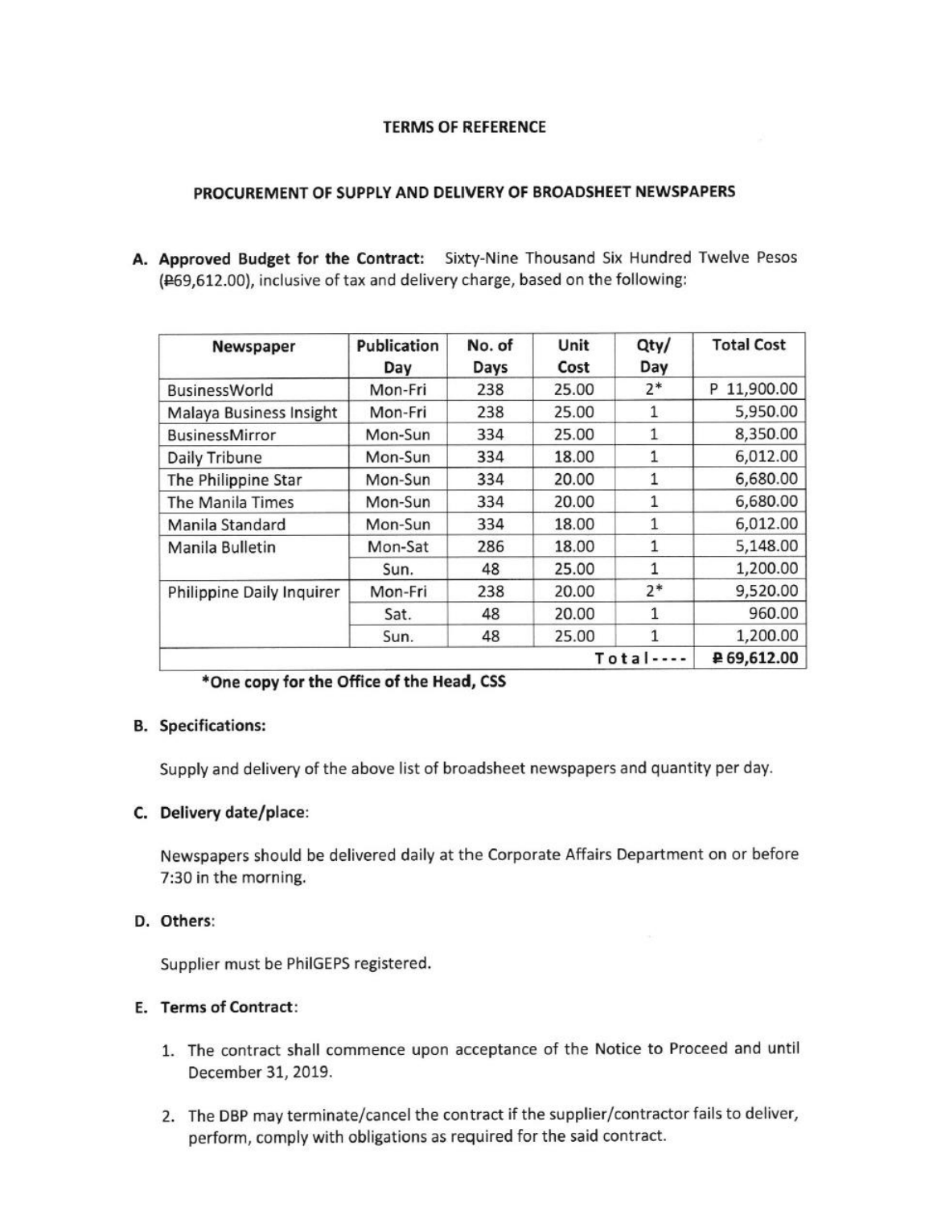# TERMS OF REFERENCE

## PROCUREMENT OF SUPPLY AND DELIVERY OF BROADSHEET NEWSPAPERS

**A. Approved Budget for the Contract:** Sixty-Nine Thousand Six Hundred Twelve Pesos (₱69,612.00), inclusive of tax and delivery charge, based on the following:

| Newspaper | Publication Day | No. of Days | Unit Cost | Qty/ Day | Total Cost |
|---|---|---|---|---|---|
| BusinessWorld | Mon-Fri | 238 | 25.00 | 2* | P 11,900.00 |
| Malaya Business Insight | Mon-Fri | 238 | 25.00 | 1 | 5,950.00 |
| BusinessMirror | Mon-Sun | 334 | 25.00 | 1 | 8,350.00 |
| Daily Tribune | Mon-Sun | 334 | 18.00 | 1 | 6,012.00 |
| The Philippine Star | Mon-Sun | 334 | 20.00 | 1 | 6,680.00 |
| The Manila Times | Mon-Sun | 334 | 20.00 | 1 | 6,680.00 |
| Manila Standard | Mon-Sun | 334 | 18.00 | 1 | 6,012.00 |
| Manila Bulletin | Mon-Sat | 286 | 18.00 | 1 | 5,148.00 |
| | Sun. | 48 | 25.00 | 1 | 1,200.00 |
| Philippine Daily Inquirer | Mon-Fri | 238 | 20.00 | 2* | 9,520.00 |
| | Sat. | 48 | 20.00 | 1 | 960.00 |
| | Sun. | 48 | 25.00 | 1 | 1,200.00 |
| | | | | Total---- | ₱69,612.00 |

**\*One copy for the Office of the Head, CSS**

**B. Specifications:**

Supply and delivery of the above list of broadsheet newspapers and quantity per day.

**C. Delivery date/place:**

Newspapers should be delivered daily at the Corporate Affairs Department on or before 7:30 in the morning.

**D. Others:**

Supplier must be PhilGEPS registered.

**E. Terms of Contract:**

1. The contract shall commence upon acceptance of the Notice to Proceed and until December 31, 2019.
2. The DBP may terminate/cancel the contract if the supplier/contractor fails to deliver, perform, comply with obligations as required for the said contract.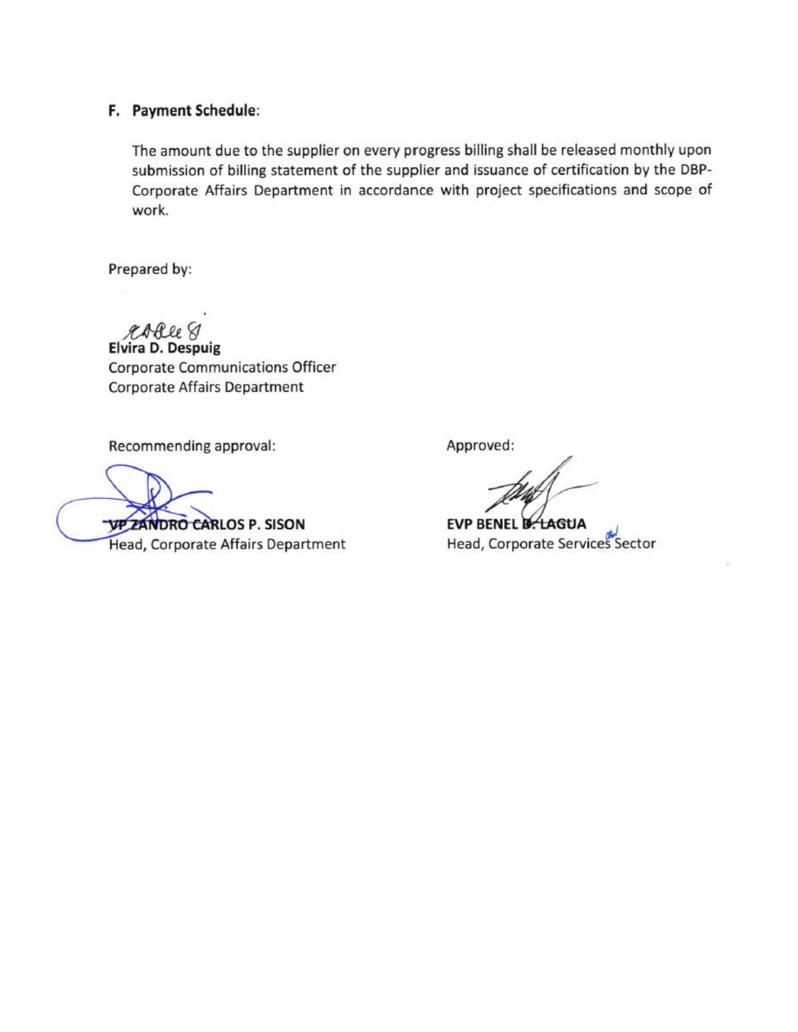### F. Payment Schedule:

The amount due to the supplier on every progress billing shall be released monthly upon submission of billing statement of the supplier and issuance of certification by the DBP-Corporate Affairs Department in accordance with project specifications and scope of work.

Prepared by:

**Elvira D. Despuig**
Corporate Communications Officer
Corporate Affairs Department

Recommending approval:

**VP ZANDRO CARLOS P. SISON**
Head, Corporate Affairs Department

Approved:

**EVP BENEL D. LAGUA**
Head, Corporate Services Sector